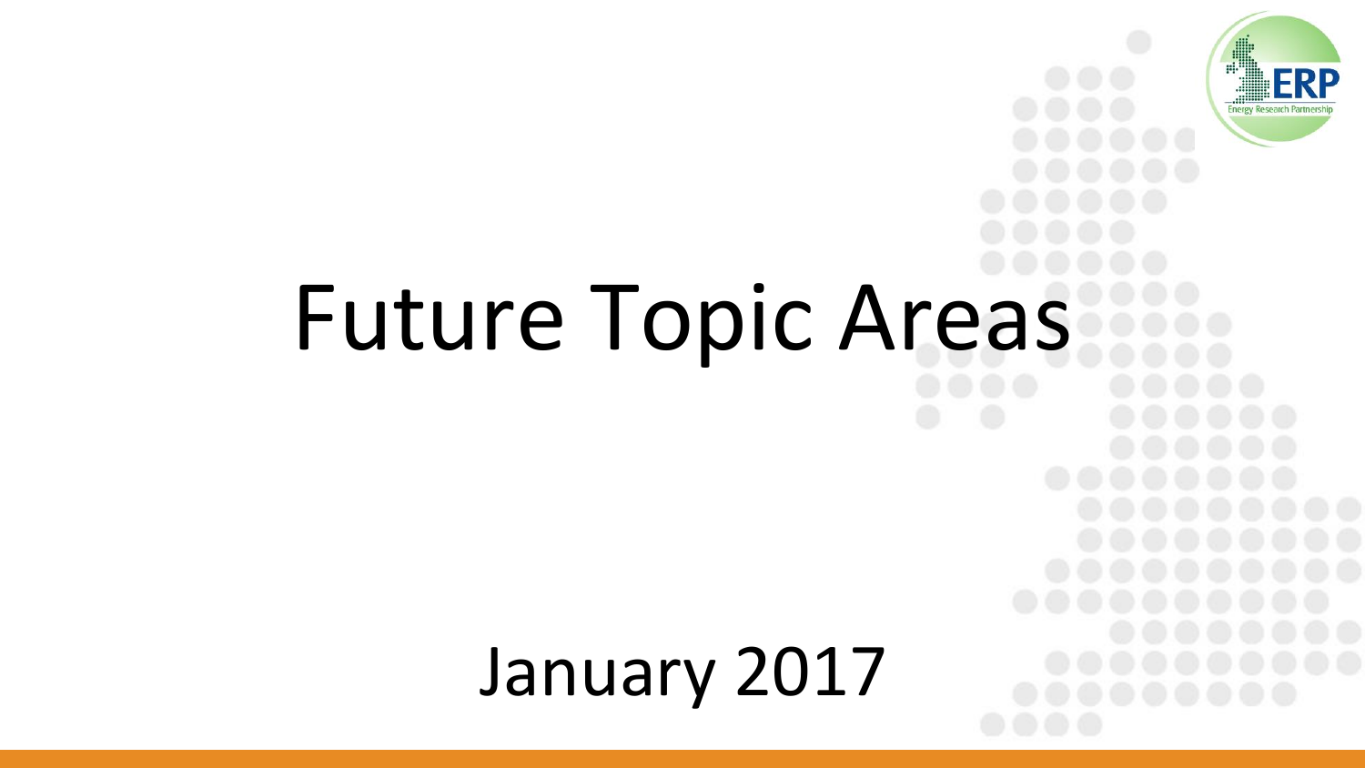# Future Topic Areas

January 2017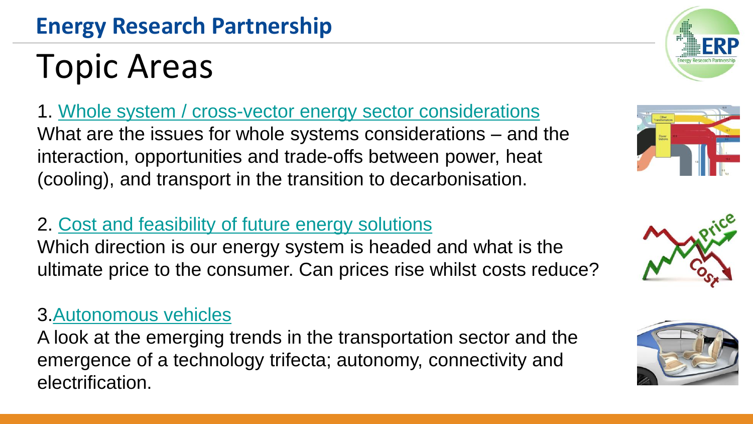# Energy Research Partnership

## Topic Areas

1. Whole system / cross-vector energy sector considerations

What are the issues for whole systems considerations – and the interaction, opportunities and trade-offs between power, heat (cooling), and transport in the transition to decarbonisation.

2. Cost and feasibility of future energy solutions

Which direction is our energy system is headed and what is the ultimate price to the consumer. Can prices rise whilst costs reduce?

3. Autonomous vehicles

A look at the emerging trends in the transportation sector and the emergence of a technology trifecta; autonomy, connectivity and electrification.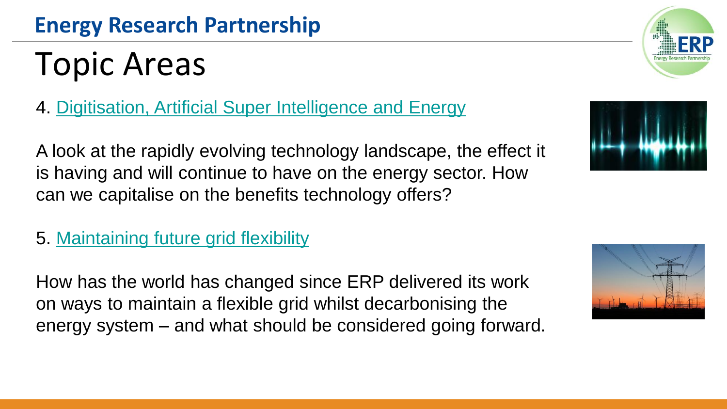**Energy Research Partnership**

# Topic Areas

4. Digitisation, Artificial Super Intelligence and Energy

A look at the rapidly evolving technology landscape, the effect it is having and will continue to have on the energy sector. How can we capitalise on the benefits technology offers?

5. Maintaining future grid flexibility

How has the world has changed since ERP delivered its work on ways to maintain a flexible grid whilst decarbonising the energy system – and what should be considered going forward.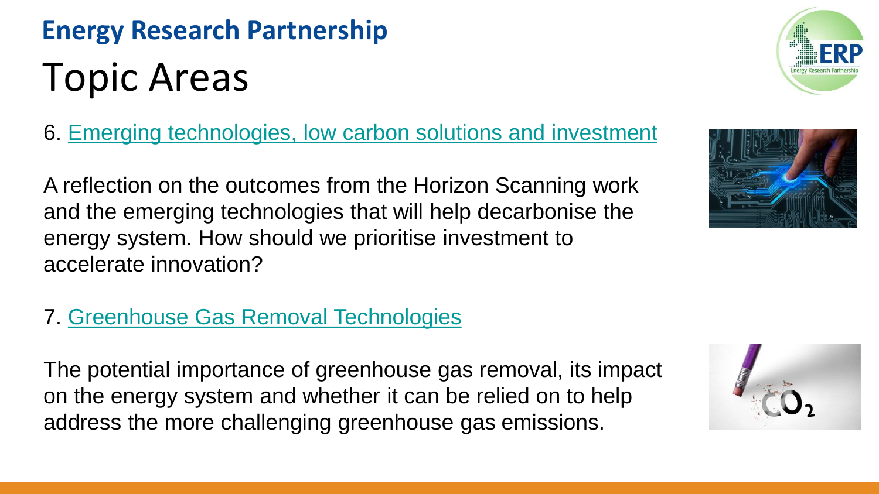# Energy Research Partnership

## Topic Areas

6. Emerging technologies, low carbon solutions and investment

A reflection on the outcomes from the Horizon Scanning work and the emerging technologies that will help decarbonise the energy system. How should we prioritise investment to accelerate innovation?

7. Greenhouse Gas Removal Technologies

The potential importance of greenhouse gas removal, its impact on the energy system and whether it can be relied on to help address the more challenging greenhouse gas emissions.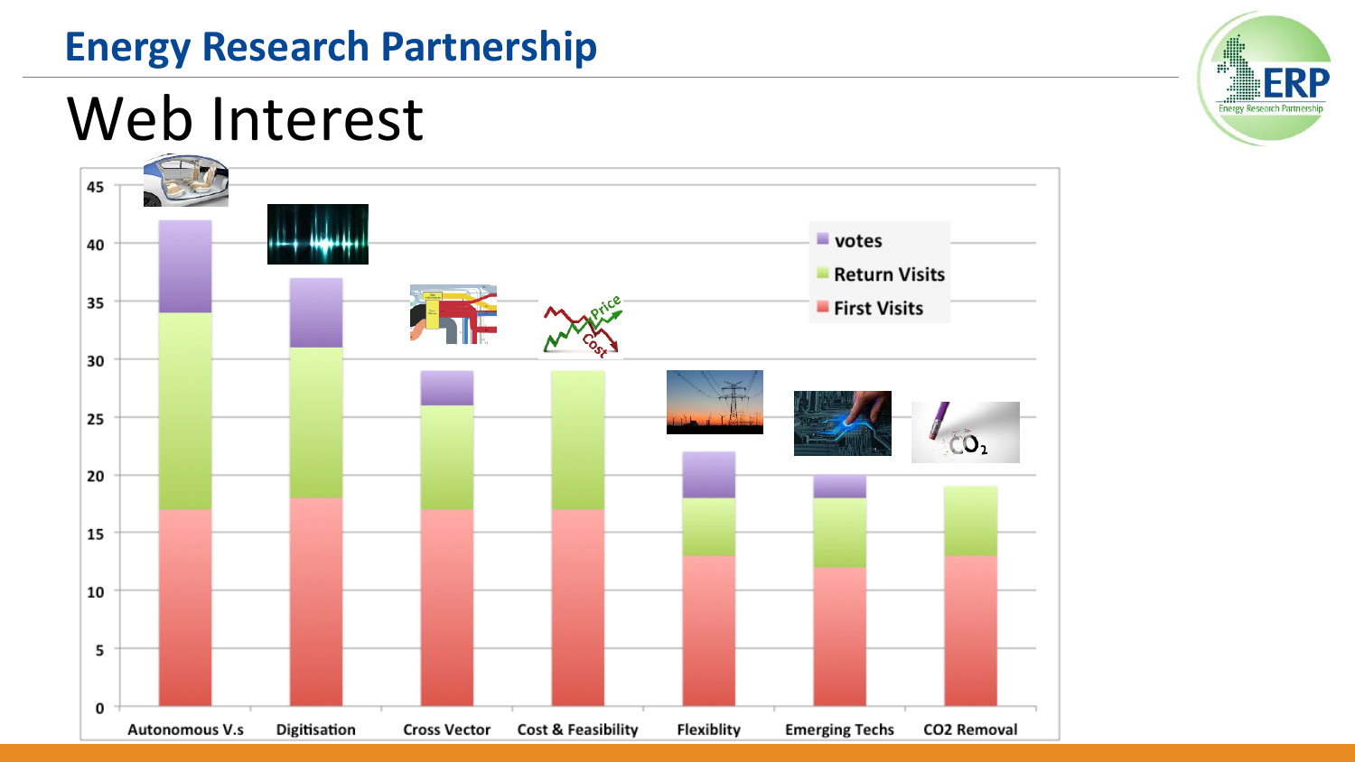# Energy Research Partnership

## Web Interest

45
40
35
30
25
20
15
10
5
0

votes
Return Visits
First Visits

Autonomous V.s
Digitisation
Cross Vector
Cost & Feasibility
Flexiblity
Emerging Techs
CO2 Removal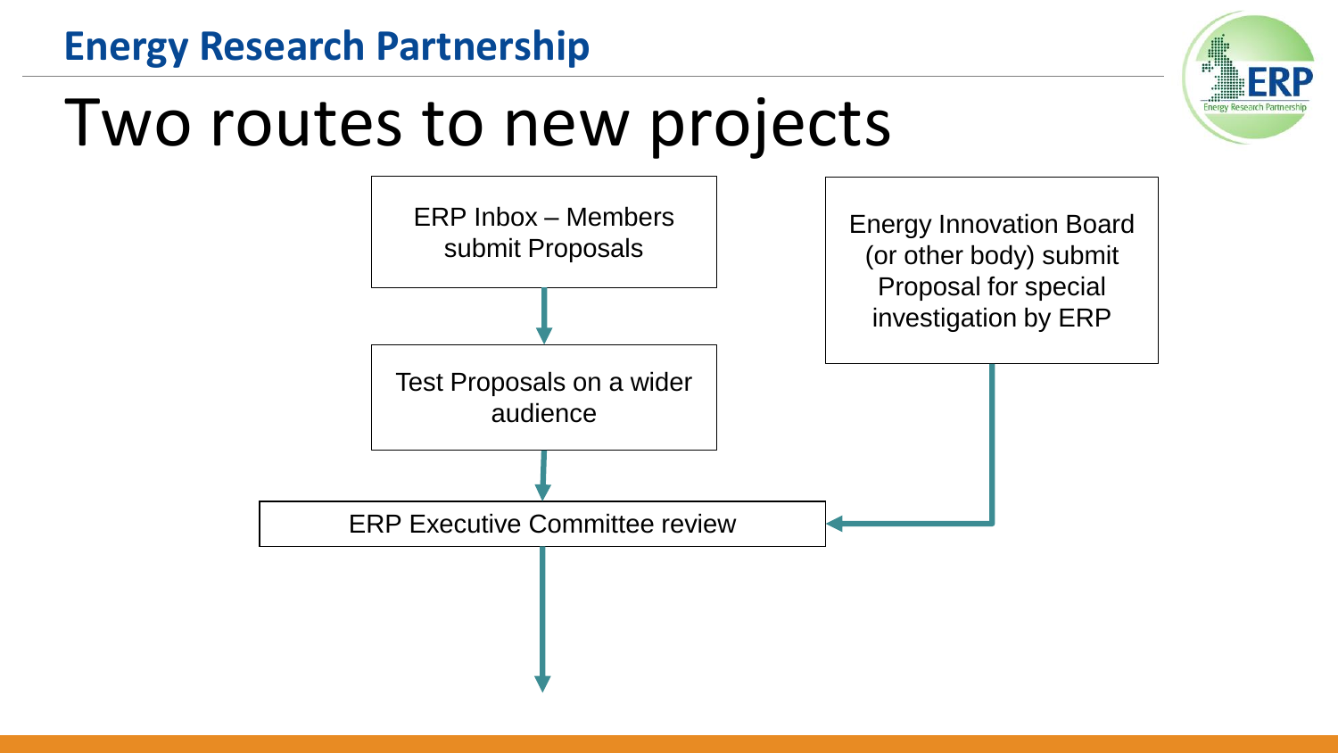# Two routes to new projects

ERP Inbox – Members submit Proposals

Test Proposals on a wider audience

Energy Innovation Board (or other body) submit Proposal for special investigation by ERP

ERP Executive Committee review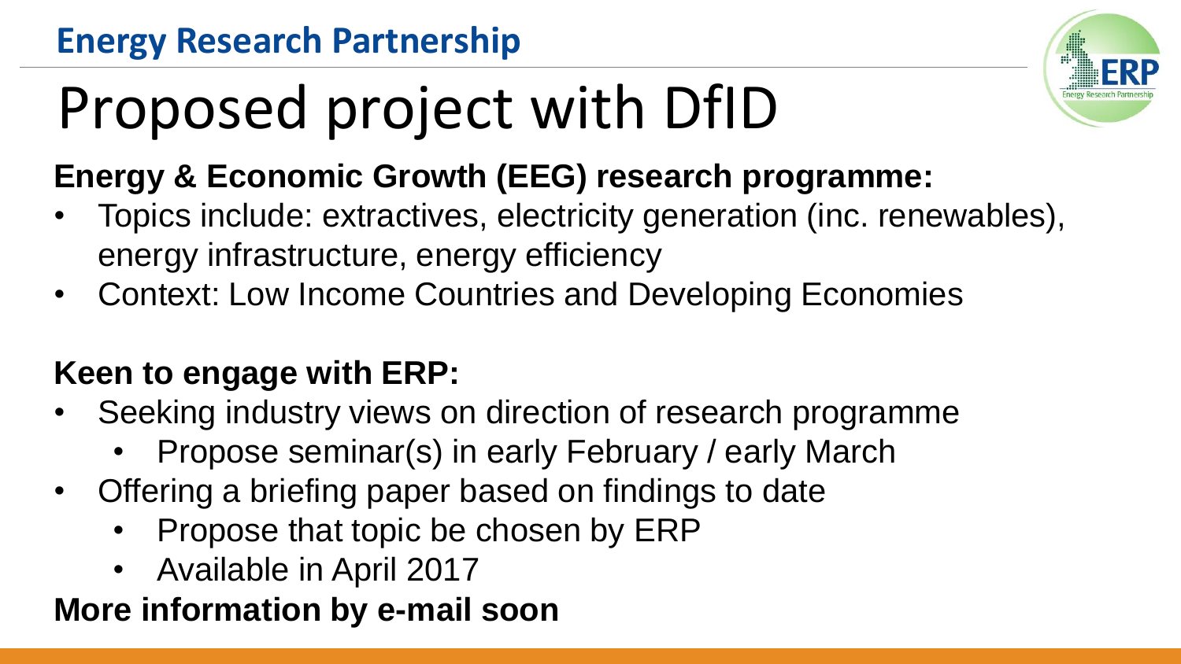**Energy Research Partnership**

# Proposed project with DfID

**Energy & Economic Growth (EEG) research programme:**

- Topics include: extractives, electricity generation (inc. renewables), energy infrastructure, energy efficiency
- Context: Low Income Countries and Developing Economies

**Keen to engage with ERP:**

- Seeking industry views on direction of research programme
  - Propose seminar(s) in early February / early March
- Offering a briefing paper based on findings to date
  - Propose that topic be chosen by ERP
  - Available in April 2017

**More information by e-mail soon**